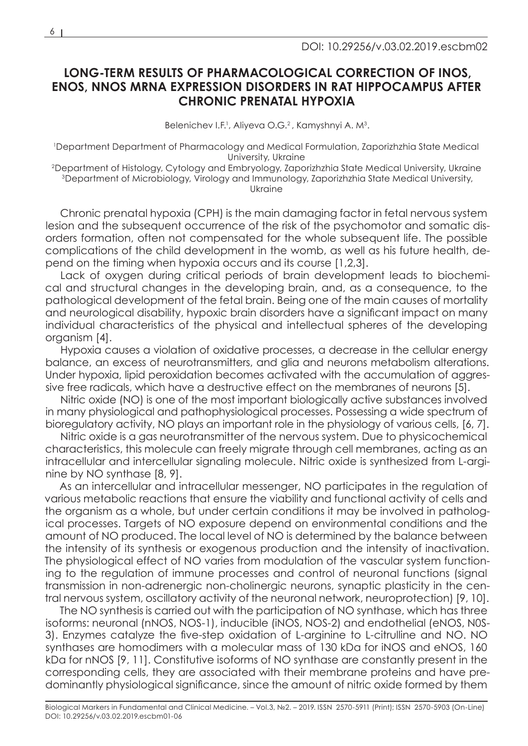DOI: 10.29256/v.03.02.2019.escbm02

# LONG-TERM RESULTS OF PHARMACOLOGICAL CORRECTION OF INOS, ENOS, NNOS MRNA EXPRESSION DISORDERS IN RAT HIPPOCAMPUS AFTER CHRONIC PRENATAL HYPOXIA

Belenichev I.F.[1], Aliyeva O.G.[2], Kamyshnyi A. M[3].

[1]Department Department of Pharmacology and Medical Formulation, Zaporizhzhia State Medical University, Ukraine

[2]Department of Histology, Cytology and Embryology, Zaporizhzhia State Medical University, Ukraine

[3]Department of Microbiology, Virology and Immunology, Zaporizhzhia State Medical University, Ukraine

Chronic prenatal hypoxia (CPH) is the main damaging factor in fetal nervous system lesion and the subsequent occurrence of the risk of the psychomotor and somatic disorders formation, often not compensated for the whole subsequent life. The possible complications of the child development in the womb, as well as his future health, depend on the timing when hypoxia occurs and its course [1,2,3].

Lack of oxygen during critical periods of brain development leads to biochemical and structural changes in the developing brain, and, as a consequence, to the pathological development of the fetal brain. Being one of the main causes of mortality and neurological disability, hypoxic brain disorders have a significant impact on many individual characteristics of the physical and intellectual spheres of the developing organism [4].

Hypoxia causes a violation of oxidative processes, a decrease in the cellular energy balance, an excess of neurotransmitters, and glia and neurons metabolism alterations. Under hypoxia, lipid peroxidation becomes activated with the accumulation of aggressive free radicals, which have a destructive effect on the membranes of neurons [5].

Nitric oxide (NO) is one of the most important biologically active substances involved in many physiological and pathophysiological processes. Possessing a wide spectrum of bioregulatory activity, NO plays an important role in the physiology of various cells, [6, 7].

Nitric oxide is a gas neurotransmitter of the nervous system. Due to physicochemical characteristics, this molecule can freely migrate through cell membranes, acting as an intracellular and intercellular signaling molecule. Nitric oxide is synthesized from L-arginine by NO synthase [8, 9].

As an intercellular and intracellular messenger, NO participates in the regulation of various metabolic reactions that ensure the viability and functional activity of cells and the organism as a whole, but under certain conditions it may be involved in pathological processes. Targets of NO exposure depend on environmental conditions and the amount of NO produced. The local level of NO is determined by the balance between the intensity of its synthesis or exogenous production and the intensity of inactivation. The physiological effect of NO varies from modulation of the vascular system functioning to the regulation of immune processes and control of neuronal functions (signal transmission in non-adrenergic non-cholinergic neurons, synaptic plasticity in the central nervous system, oscillatory activity of the neuronal network, neuroprotection) [9, 10].

The NO synthesis is carried out with the participation of NO synthase, which has three isoforms: neuronal (nNOS, NOS-1), inducible (iNOS, NOS-2) and endothelial (eNOS, N0S-3). Enzymes catalyze the five-step oxidation of L-arginine to L-citrulline and NO. NO synthases are homodimers with a molecular mass of 130 kDa for iNOS and eNOS, 160 kDa for nNOS [9, 11]. Constitutive isoforms of NO synthase are constantly present in the corresponding cells, they are associated with their membrane proteins and have predominantly physiological significance, since the amount of nitric oxide formed by them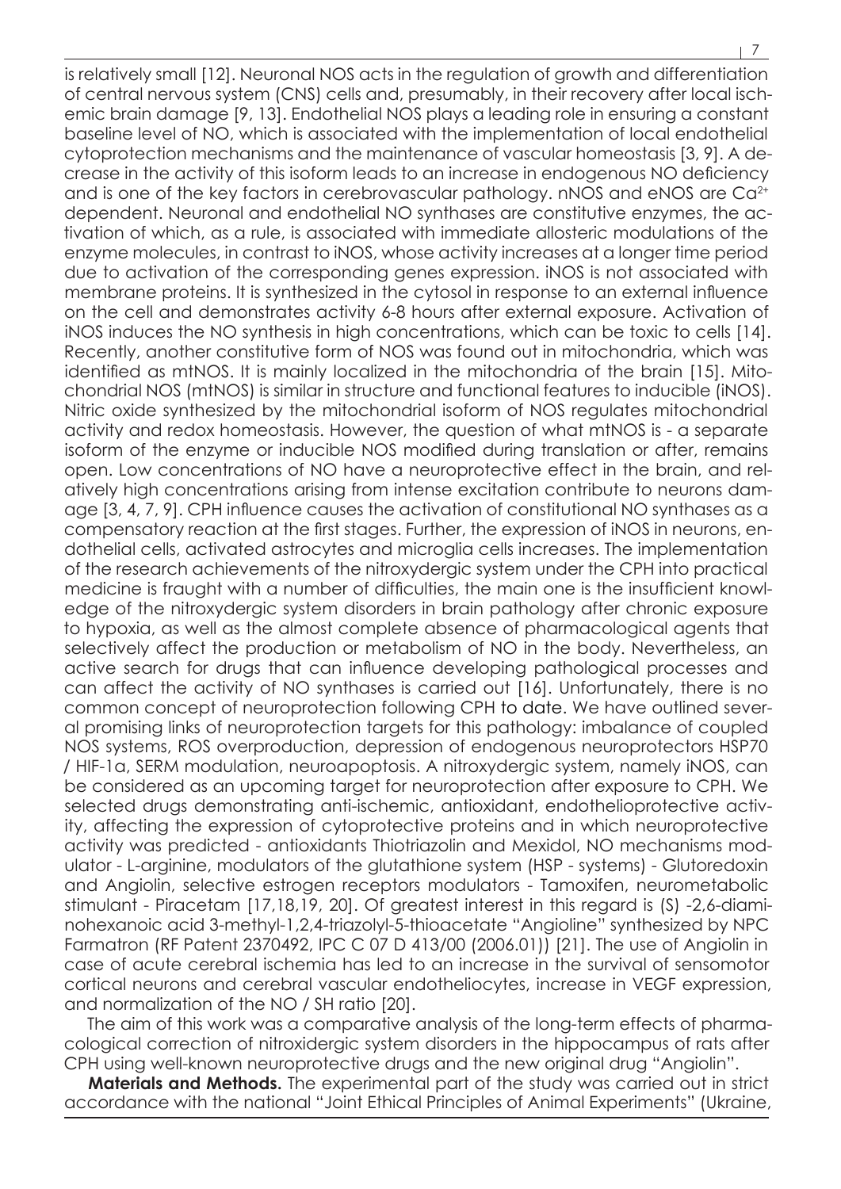is relatively small [12]. Neuronal NOS acts in the regulation of growth and differentiation of central nervous system (CNS) cells and, presumably, in their recovery after local ischemic brain damage [9, 13]. Endothelial NOS plays a leading role in ensuring a constant baseline level of NO, which is associated with the implementation of local endothelial cytoprotection mechanisms and the maintenance of vascular homeostasis [3, 9]. A decrease in the activity of this isoform leads to an increase in endogenous NO deficiency and is one of the key factors in cerebrovascular pathology. nNOS and eNOS are $Ca^{2+}$ dependent. Neuronal and endothelial NO synthases are constitutive enzymes, the activation of which, as a rule, is associated with immediate allosteric modulations of the enzyme molecules, in contrast to iNOS, whose activity increases at a longer time period due to activation of the corresponding genes expression. iNOS is not associated with membrane proteins. It is synthesized in the cytosol in response to an external influence on the cell and demonstrates activity 6-8 hours after external exposure. Activation of iNOS induces the NO synthesis in high concentrations, which can be toxic to cells [14]. Recently, another constitutive form of NOS was found out in mitochondria, which was identified as mtNOS. It is mainly localized in the mitochondria of the brain [15]. Mitochondrial NOS (mtNOS) is similar in structure and functional features to inducible (iNOS). Nitric oxide synthesized by the mitochondrial isoform of NOS regulates mitochondrial activity and redox homeostasis. However, the question of what mtNOS is - a separate isoform of the enzyme or inducible NOS modified during translation or after, remains open. Low concentrations of NO have a neuroprotective effect in the brain, and relatively high concentrations arising from intense excitation contribute to neurons damage [3, 4, 7, 9]. CPH influence causes the activation of constitutional NO synthases as a compensatory reaction at the first stages. Further, the expression of iNOS in neurons, endothelial cells, activated astrocytes and microglia cells increases. The implementation of the research achievements of the nitroxydergic system under the CPH into practical medicine is fraught with a number of difficulties, the main one is the insufficient knowledge of the nitroxydergic system disorders in brain pathology after chronic exposure to hypoxia, as well as the almost complete absence of pharmacological agents that selectively affect the production or metabolism of NO in the body. Nevertheless, an active search for drugs that can influence developing pathological processes and can affect the activity of NO synthases is carried out [16]. Unfortunately, there is no common concept of neuroprotection following CPH to date. We have outlined several promising links of neuroprotection targets for this pathology: imbalance of coupled NOS systems, ROS overproduction, depression of endogenous neuroprotectors HSP70 / HIF-1a, SERM modulation, neuroapoptosis. A nitroxydergic system, namely iNOS, can be considered as an upcoming target for neuroprotection after exposure to CPH. We selected drugs demonstrating anti-ischemic, antioxidant, endothelioprotective activity, affecting the expression of cytoprotective proteins and in which neuroprotective activity was predicted - antioxidants Thiotriazolin and Mexidol, NO mechanisms modulator - L-arginine, modulators of the glutathione system (HSP - systems) - Glutoredoxin and Angiolin, selective estrogen receptors modulators - Tamoxifen, neurometabolic stimulant - Piracetam [17,18,19, 20]. Of greatest interest in this regard is (S) -2,6-diaminohexanoic acid 3-methyl-1,2,4-triazolyl-5-thioacetate "Angioline" synthesized by NPC Farmatron (RF Patent 2370492, IPC C 07 D 413/00 (2006.01)) [21]. The use of Angiolin in case of acute cerebral ischemia has led to an increase in the survival of sensomotor cortical neurons and cerebral vascular endotheliocytes, increase in VEGF expression, and normalization of the NO / SH ratio [20].

The aim of this work was a comparative analysis of the long-term effects of pharmacological correction of nitroxidergic system disorders in the hippocampus of rats after CPH using well-known neuroprotective drugs and the new original drug "Angiolin".

**Materials and Methods.** The experimental part of the study was carried out in strict accordance with the national "Joint Ethical Principles of Animal Experiments" (Ukraine,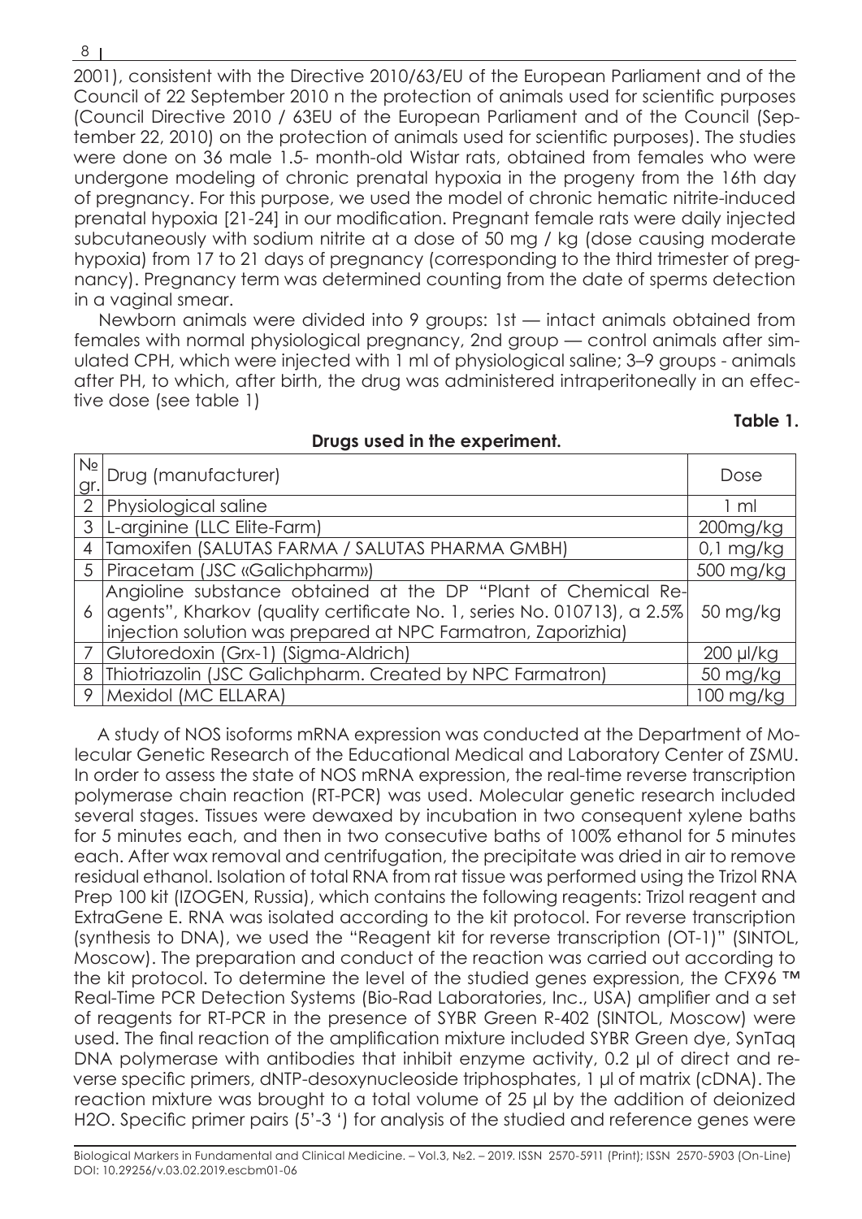2001), consistent with the Directive 2010/63/EU of the European Parliament and of the Council of 22 September 2010 n the protection of animals used for scientific purposes (Council Directive 2010 / 63EU of the European Parliament and of the Council (September 22, 2010) on the protection of animals used for scientific purposes). The studies were done on 36 male 1.5- month-old Wistar rats, obtained from females who were undergone modeling of chronic prenatal hypoxia in the progeny from the 16th day of pregnancy. For this purpose, we used the model of chronic hematic nitrite-induced prenatal hypoxia [21-24] in our modification. Pregnant female rats were daily injected subcutaneously with sodium nitrite at a dose of 50 mg / kg (dose causing moderate hypoxia) from 17 to 21 days of pregnancy (corresponding to the third trimester of pregnancy). Pregnancy term was determined counting from the date of sperms detection in a vaginal smear.

Newborn animals were divided into 9 groups: 1st — intact animals obtained from females with normal physiological pregnancy, 2nd group — control animals after simulated CPH, which were injected with 1 ml of physiological saline; 3–9 groups - animals after PH, to which, after birth, the drug was administered intraperitoneally in an effective dose (see table 1)

**Table 1.**

**Drugs used in the experiment.**

| № gr. | Drug (manufacturer) | Dose |
|---|---|---|
| 2 | Physiological saline | 1 ml |
| 3 | L-arginine (LLC Elite-Farm) | 200mg/kg |
| 4 | Tamoxifen (SALUTAS FARMA / SALUTAS PHARMA GMBH) | 0,1 mg/kg |
| 5 | Piracetam (JSC «Galichpharm») | 500 mg/kg |
| 6 | Angioline substance obtained at the DP "Plant of Chemical Reagents", Kharkov (quality certificate No. 1, series No. 010713), a 2.5% injection solution was prepared at NPC Farmatron, Zaporizhia) | 50 mg/kg |
| 7 | Glutoredoxin (Grx-1) (Sigma-Aldrich) | 200 μl/kg |
| 8 | Thiotriazolin (JSC Galichpharm. Created by NPC Farmatron) | 50 mg/kg |
| 9 | Mexidol (MC ELLARA) | 100 mg/kg |

A study of NOS isoforms mRNA expression was conducted at the Department of Molecular Genetic Research of the Educational Medical and Laboratory Center of ZSMU. In order to assess the state of NOS mRNA expression, the real-time reverse transcription polymerase chain reaction (RT-PCR) was used. Molecular genetic research included several stages. Tissues were dewaxed by incubation in two consequent xylene baths for 5 minutes each, and then in two consecutive baths of 100% ethanol for 5 minutes each. After wax removal and centrifugation, the precipitate was dried in air to remove residual ethanol. Isolation of total RNA from rat tissue was performed using the Trizol RNA Prep 100 kit (IZOGEN, Russia), which contains the following reagents: Trizol reagent and ExtraGene E. RNA was isolated according to the kit protocol. For reverse transcription (synthesis to DNA), we used the "Reagent kit for reverse transcription (OT-1)" (SINTOL, Moscow). The preparation and conduct of the reaction was carried out according to the kit protocol. To determine the level of the studied genes expression, the CFX96 ™ Real-Time PCR Detection Systems (Bio-Rad Laboratories, Inc., USA) amplifier and a set of reagents for RT-PCR in the presence of SYBR Green R-402 (SINTOL, Moscow) were used. The final reaction of the amplification mixture included SYBR Green dye, SynTaq DNA polymerase with antibodies that inhibit enzyme activity, 0.2 μl of direct and reverse specific primers, dNTP-desoxynucleoside triphosphates, 1 μl of matrix (cDNA). The reaction mixture was brought to a total volume of 25 μl by the addition of deionized $H_2O$. Specific primer pairs (5'-3 ') for analysis of the studied and reference genes were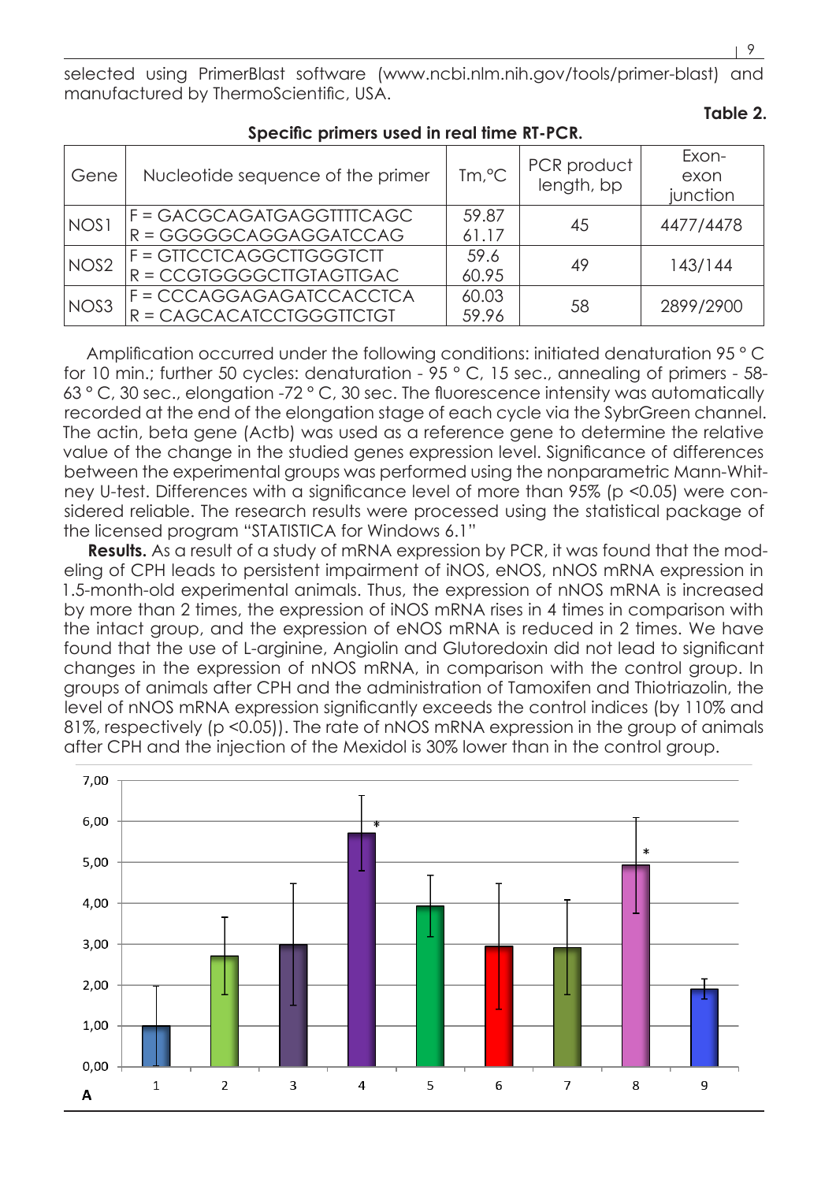selected using PrimerBlast software (www.ncbi.nlm.nih.gov/tools/primer-blast) and manufactured by ThermoScientific, USA.

**Table 2.**

**Specific primers used in real time RT-PCR.**

| Gene | Nucleotide sequence of the primer | Tm,°C | PCR product length, bp | Exon-exon junction |
|---|---|---|---|---|
| NOS1 | F = GACGCAGATGAGGTTTTCAGC<br>R = GGGGGCAGGAGGATCCAG | 59.87<br>61.17 | 45 | 4477/4478 |
| NOS2 | F = GTTCCTCAGGCTTGGGTCTT<br>R = CCGTGGGGCTTGTAGTTGAC | 59.6<br>60.95 | 49 | 143/144 |
| NOS3 | F = CCCAGGAGAGATCCACCTCA<br>R = CAGCACATCCTGGGTTCTGT | 60.03<br>59.96 | 58 | 2899/2900 |

Amplification occurred under the following conditions: initiated denaturation 95 ° C for 10 min.; further 50 cycles: denaturation - 95 ° C, 15 sec., annealing of primers - 58-63 ° C, 30 sec., elongation -72 ° C, 30 sec. The fluorescence intensity was automatically recorded at the end of the elongation stage of each cycle via the SybrGreen channel. The actin, beta gene (Actb) was used as a reference gene to determine the relative value of the change in the studied genes expression level. Significance of differences between the experimental groups was performed using the nonparametric Mann-Whitney U-test. Differences with a significance level of more than 95% ($p < 0.05$) were considered reliable. The research results were processed using the statistical package of the licensed program "STATISTICA for Windows 6.1"

**Results.** As a result of a study of mRNA expression by PCR, it was found that the modeling of CPH leads to persistent impairment of iNOS, eNOS, nNOS mRNA expression in 1.5-month-old experimental animals. Thus, the expression of nNOS mRNA is increased by more than 2 times, the expression of iNOS mRNA rises in 4 times in comparison with the intact group, and the expression of eNOS mRNA is reduced in 2 times. We have found that the use of L-arginine, Angiolin and Glutoredoxin did not lead to significant changes in the expression of nNOS mRNA, in comparison with the control group. In groups of animals after CPH and the administration of Tamoxifen and Thiotriazolin, the level of nNOS mRNA expression significantly exceeds the control indices (by 110% and 81%, respectively ($p < 0.05$)). The rate of nNOS mRNA expression in the group of animals after CPH and the injection of the Mexidol is 30% lower than in the control group.

A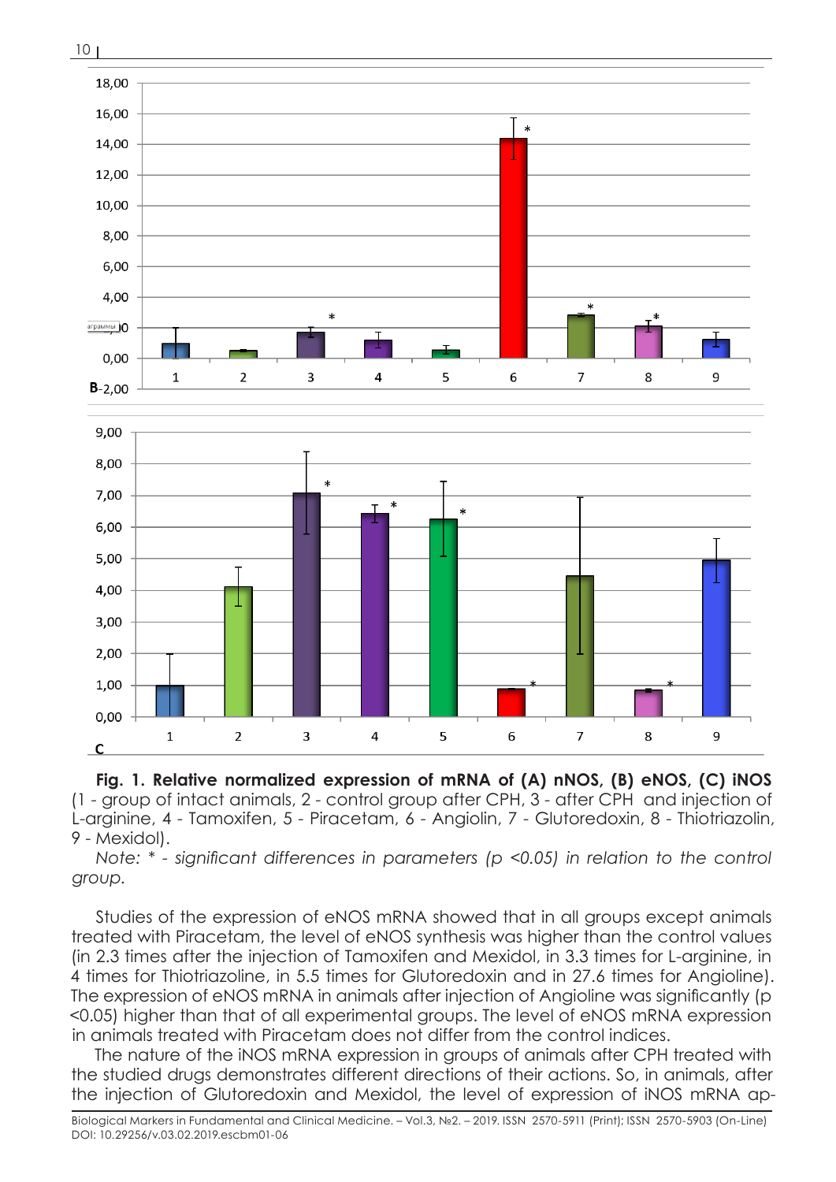**Fig. 1. Relative normalized expression of mRNA of (A) nNOS, (B) eNOS, (C) iNOS** (1 - group of intact animals, 2 - control group after CPH, 3 - after CPH and injection of L-arginine, 4 - Tamoxifen, 5 - Piracetam, 6 - Angiolin, 7 - Glutoredoxin, 8 - Thiotriazolin, 9 - Mexidol).

*Note: * - significant differences in parameters (p <0.05) in relation to the control group.*

Studies of the expression of eNOS mRNA showed that in all groups except animals treated with Piracetam, the level of eNOS synthesis was higher than the control values (in 2.3 times after the injection of Tamoxifen and Mexidol, in 3.3 times for L-arginine, in 4 times for Thiotriazoline, in 5.5 times for Glutoredoxin and in 27.6 times for Angioline). The expression of eNOS mRNA in animals after injection of Angioline was significantly (p <0.05) higher than that of all experimental groups. The level of eNOS mRNA expression in animals treated with Piracetam does not differ from the control indices.

The nature of the iNOS mRNA expression in groups of animals after CPH treated with the studied drugs demonstrates different directions of their actions. So, in animals, after the injection of Glutoredoxin and Mexidol, the level of expression of iNOS mRNA ap-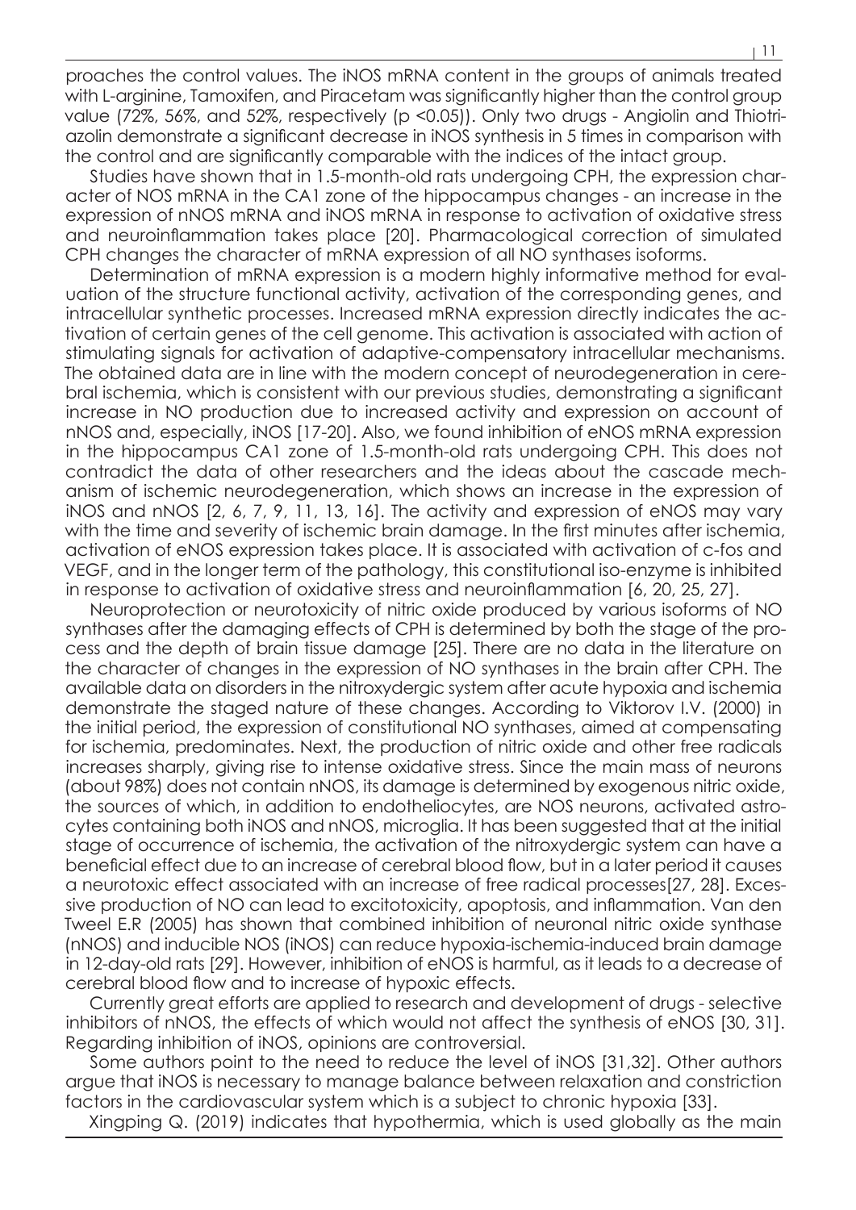proaches the control values. The iNOS mRNA content in the groups of animals treated with L-arginine, Tamoxifen, and Piracetam was significantly higher than the control group value (72%, 56%, and 52%, respectively ($p < 0.05$)). Only two drugs - Angiolin and Thiotriazolin demonstrate a significant decrease in iNOS synthesis in 5 times in comparison with the control and are significantly comparable with the indices of the intact group.

Studies have shown that in 1.5-month-old rats undergoing CPH, the expression character of NOS mRNA in the CA1 zone of the hippocampus changes - an increase in the expression of nNOS mRNA and iNOS mRNA in response to activation of oxidative stress and neuroinflammation takes place [20]. Pharmacological correction of simulated CPH changes the character of mRNA expression of all NO synthases isoforms.

Determination of mRNA expression is a modern highly informative method for evaluation of the structure functional activity, activation of the corresponding genes, and intracellular synthetic processes. Increased mRNA expression directly indicates the activation of certain genes of the cell genome. This activation is associated with action of stimulating signals for activation of adaptive-compensatory intracellular mechanisms. The obtained data are in line with the modern concept of neurodegeneration in cerebral ischemia, which is consistent with our previous studies, demonstrating a significant increase in NO production due to increased activity and expression on account of nNOS and, especially, iNOS [17-20]. Also, we found inhibition of eNOS mRNA expression in the hippocampus CA1 zone of 1.5-month-old rats undergoing CPH. This does not contradict the data of other researchers and the ideas about the cascade mechanism of ischemic neurodegeneration, which shows an increase in the expression of iNOS and nNOS [2, 6, 7, 9, 11, 13, 16]. The activity and expression of eNOS may vary with the time and severity of ischemic brain damage. In the first minutes after ischemia, activation of eNOS expression takes place. It is associated with activation of c-fos and VEGF, and in the longer term of the pathology, this constitutional iso-enzyme is inhibited in response to activation of oxidative stress and neuroinflammation [6, 20, 25, 27].

Neuroprotection or neurotoxicity of nitric oxide produced by various isoforms of NO synthases after the damaging effects of CPH is determined by both the stage of the process and the depth of brain tissue damage [25]. There are no data in the literature on the character of changes in the expression of NO synthases in the brain after CPH. The available data on disorders in the nitroxydergic system after acute hypoxia and ischemia demonstrate the staged nature of these changes. According to Viktorov I.V. (2000) in the initial period, the expression of constitutional NO synthases, aimed at compensating for ischemia, predominates. Next, the production of nitric oxide and other free radicals increases sharply, giving rise to intense oxidative stress. Since the main mass of neurons (about 98%) does not contain nNOS, its damage is determined by exogenous nitric oxide, the sources of which, in addition to endotheliocytes, are NOS neurons, activated astrocytes containing both iNOS and nNOS, microglia. It has been suggested that at the initial stage of occurrence of ischemia, the activation of the nitroxydergic system can have a beneficial effect due to an increase of cerebral blood flow, but in a later period it causes a neurotoxic effect associated with an increase of free radical processes[27, 28]. Excessive production of NO can lead to excitotoxicity, apoptosis, and inflammation. Van den Tweel E.R (2005) has shown that combined inhibition of neuronal nitric oxide synthase (nNOS) and inducible NOS (iNOS) can reduce hypoxia-ischemia-induced brain damage in 12-day-old rats [29]. However, inhibition of eNOS is harmful, as it leads to a decrease of cerebral blood flow and to increase of hypoxic effects.

Currently great efforts are applied to research and development of drugs - selective inhibitors of nNOS, the effects of which would not affect the synthesis of eNOS [30, 31]. Regarding inhibition of iNOS, opinions are controversial.

Some authors point to the need to reduce the level of iNOS [31,32]. Other authors argue that iNOS is necessary to manage balance between relaxation and constriction factors in the cardiovascular system which is a subject to chronic hypoxia [33].

Xingping Q. (2019) indicates that hypothermia, which is used globally as the main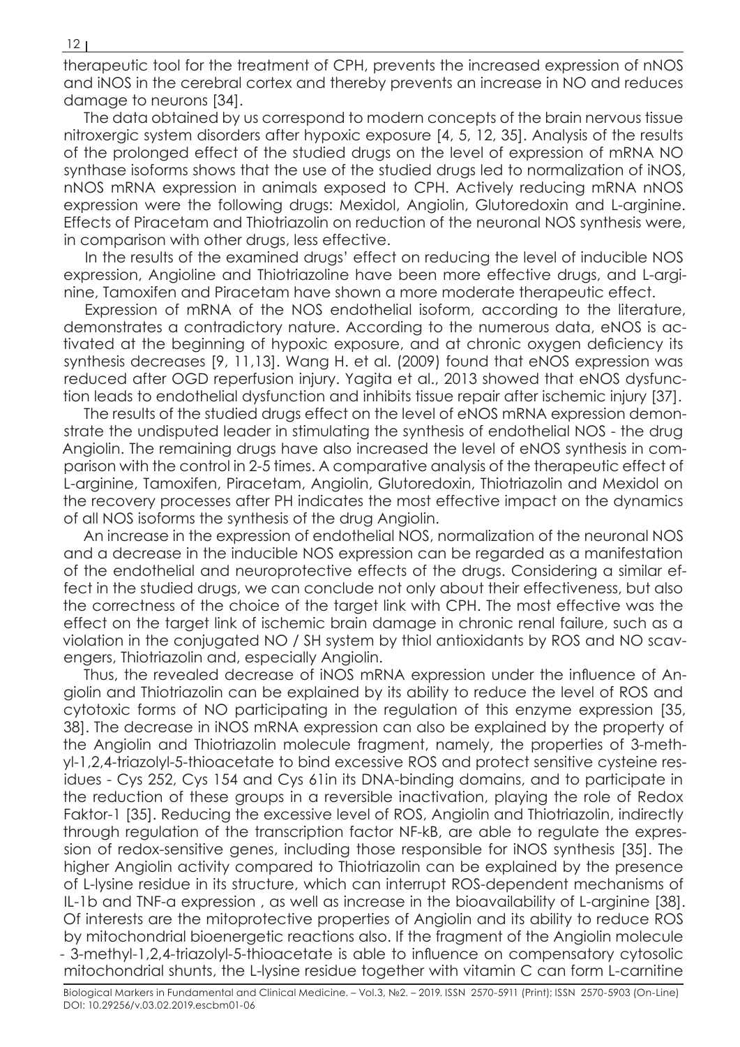therapeutic tool for the treatment of CPH, prevents the increased expression of nNOS and iNOS in the cerebral cortex and thereby prevents an increase in NO and reduces damage to neurons [34].

The data obtained by us correspond to modern concepts of the brain nervous tissue nitroxergic system disorders after hypoxic exposure [4, 5, 12, 35]. Analysis of the results of the prolonged effect of the studied drugs on the level of expression of mRNA NO synthase isoforms shows that the use of the studied drugs led to normalization of iNOS, nNOS mRNA expression in animals exposed to CPH. Actively reducing mRNA nNOS expression were the following drugs: Mexidol, Angiolin, Glutoredoxin and L-arginine. Effects of Piracetam and Thiotriazolin on reduction of the neuronal NOS synthesis were, in comparison with other drugs, less effective.

In the results of the examined drugs' effect on reducing the level of inducible NOS expression, Angioline and Thiotriazoline have been more effective drugs, and L-arginine, Tamoxifen and Piracetam have shown a more moderate therapeutic effect.

Expression of mRNA of the NOS endothelial isoform, according to the literature, demonstrates a contradictory nature. According to the numerous data, eNOS is activated at the beginning of hypoxic exposure, and at chronic oxygen deficiency its synthesis decreases [9, 11,13]. Wang H. et al. (2009) found that eNOS expression was reduced after OGD reperfusion injury. Yagita et al., 2013 showed that eNOS dysfunction leads to endothelial dysfunction and inhibits tissue repair after ischemic injury [37].

The results of the studied drugs effect on the level of eNOS mRNA expression demonstrate the undisputed leader in stimulating the synthesis of endothelial NOS - the drug Angiolin. The remaining drugs have also increased the level of eNOS synthesis in comparison with the control in 2-5 times. A comparative analysis of the therapeutic effect of L-arginine, Tamoxifen, Piracetam, Angiolin, Glutoredoxin, Thiotriazolin and Mexidol on the recovery processes after PH indicates the most effective impact on the dynamics of all NOS isoforms the synthesis of the drug Angiolin.

An increase in the expression of endothelial NOS, normalization of the neuronal NOS and a decrease in the inducible NOS expression can be regarded as a manifestation of the endothelial and neuroprotective effects of the drugs. Considering a similar effect in the studied drugs, we can conclude not only about their effectiveness, but also the correctness of the choice of the target link with CPH. The most effective was the effect on the target link of ischemic brain damage in chronic renal failure, such as a violation in the conjugated NO / SH system by thiol antioxidants by ROS and NO scavengers, Thiotriazolin and, especially Angiolin.

Thus, the revealed decrease of iNOS mRNA expression under the influence of Angiolin and Thiotriazolin can be explained by its ability to reduce the level of ROS and cytotoxic forms of NO participating in the regulation of this enzyme expression [35, 38]. The decrease in iNOS mRNA expression can also be explained by the property of the Angiolin and Thiotriazolin molecule fragment, namely, the properties of 3-methyl-1,2,4-triazolyl-5-thioacetate to bind excessive ROS and protect sensitive cysteine residues - Cys 252, Cys 154 and Cys 61in its DNA-binding domains, and to participate in the reduction of these groups in a reversible inactivation, playing the role of Redox Faktor-1 [35]. Reducing the excessive level of ROS, Angiolin and Thiotriazolin, indirectly through regulation of the transcription factor NF-kB, are able to regulate the expression of redox-sensitive genes, including those responsible for iNOS synthesis [35]. The higher Angiolin activity compared to Thiotriazolin can be explained by the presence of L-lysine residue in its structure, which can interrupt ROS-dependent mechanisms of IL-1b and TNF-a expression , as well as increase in the bioavailability of L-arginine [38]. Of interests are the mitoprotective properties of Angiolin and its ability to reduce ROS by mitochondrial bioenergetic reactions also. If the fragment of the Angiolin molecule - 3-methyl-1,2,4-triazolyl-5-thioacetate is able to influence on compensatory cytosolic mitochondrial shunts, the L-lysine residue together with vitamin C can form L-carnitine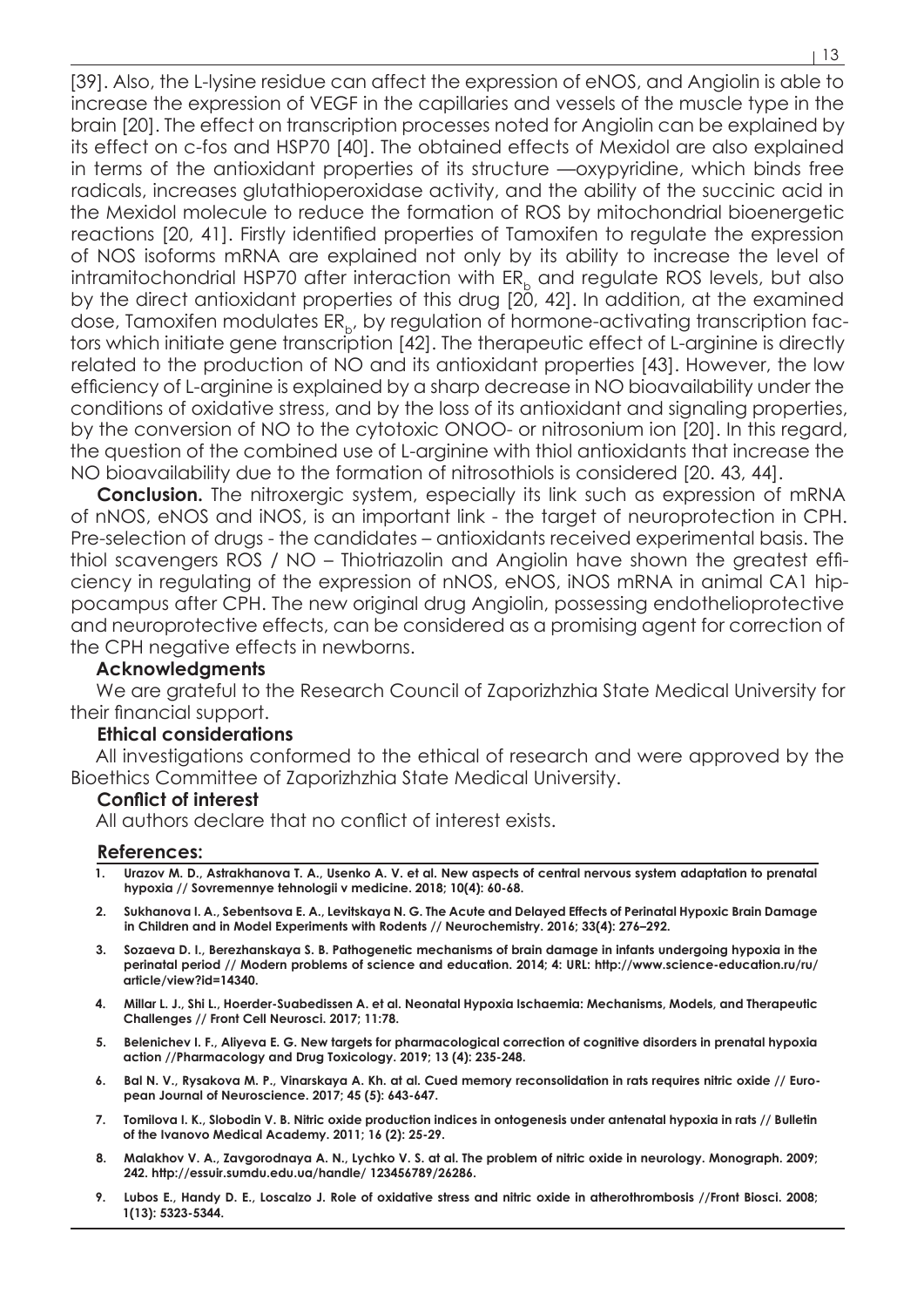[39]. Also, the L-lysine residue can affect the expression of eNOS, and Angiolin is able to increase the expression of VEGF in the capillaries and vessels of the muscle type in the brain [20]. The effect on transcription processes noted for Angiolin can be explained by its effect on c-fos and HSP70 [40]. The obtained effects of Mexidol are also explained in terms of the antioxidant properties of its structure —oxypyridine, which binds free radicals, increases glutathioperoxidase activity, and the ability of the succinic acid in the Mexidol molecule to reduce the formation of ROS by mitochondrial bioenergetic reactions [20, 41]. Firstly identified properties of Tamoxifen to regulate the expression of NOS isoforms mRNA are explained not only by its ability to increase the level of intramitochondrial HSP70 after interaction with $ER_b$ and regulate ROS levels, but also by the direct antioxidant properties of this drug [20, 42]. In addition, at the examined dose, Tamoxifen modulates $ER_b$, by regulation of hormone-activating transcription factors which initiate gene transcription [42]. The therapeutic effect of L-arginine is directly related to the production of NO and its antioxidant properties [43]. However, the low efficiency of L-arginine is explained by a sharp decrease in NO bioavailability under the conditions of oxidative stress, and by the loss of its antioxidant and signaling properties, by the conversion of NO to the cytotoxic ONOO- or nitrosonium ion [20]. In this regard, the question of the combined use of L-arginine with thiol antioxidants that increase the NO bioavailability due to the formation of nitrosothiols is considered [20. 43, 44].

**Conclusion.** The nitroxergic system, especially its link such as expression of mRNA of nNOS, eNOS and iNOS, is an important link - the target of neuroprotection in CPH. Pre-selection of drugs - the candidates – antioxidants received experimental basis. The thiol scavengers ROS / NO – Thiotriazolin and Angiolin have shown the greatest efficiency in regulating of the expression of nNOS, eNOS, iNOS mRNA in animal CA1 hippocampus after CPH. The new original drug Angiolin, possessing endothelioprotective and neuroprotective effects, can be considered as a promising agent for correction of the CPH negative effects in newborns.

### Acknowledgments

We are grateful to the Research Council of Zaporizhzhia State Medical University for their financial support.

### Ethical considerations

All investigations conformed to the ethical of research and were approved by the Bioethics Committee of Zaporizhzhia State Medical University.

### Conflict of interest

All authors declare that no conflict of interest exists.

### References:

1. Urazov M. D., Astrakhanova T. A., Usenko A. V. et al. New aspects of central nervous system adaptation to prenatal hypoxia // Sovremennye tehnologii v medicine. 2018; 10(4): 60-68.
2. Sukhanova I. A., Sebentsova E. A., Levitskaya N. G. The Acute and Delayed Effects of Perinatal Hypoxic Brain Damage in Children and in Model Experiments with Rodents // Neurochemistry. 2016; 33(4): 276–292.
3. Sozaeva D. I., Berezhanskaya S. B. Pathogenetic mechanisms of brain damage in infants undergoing hypoxia in the perinatal period // Modern problems of science and education. 2014; 4: URL: http://www.science-education.ru/ru/article/view?id=14340.
4. Millar L. J., Shi L., Hoerder-Suabedissen A. et al. Neonatal Hypoxia Ischaemia: Mechanisms, Models, and Therapeutic Challenges // Front Cell Neurosci. 2017; 11:78.
5. Belenichev I. F., Aliyeva E. G. New targets for pharmacological correction of cognitive disorders in prenatal hypoxia action //Pharmacology and Drug Toxicology. 2019; 13 (4): 235-248.
6. Bal N. V., Rysakova M. P., Vinarskaya A. Kh. at al. Cued memory reconsolidation in rats requires nitric oxide // European Journal of Neuroscience. 2017; 45 (5): 643-647.
7. Tomilova I. K., Slobodin V. B. Nitric oxide production indices in ontogenesis under antenatal hypoxia in rats // Bulletin of the Ivanovo Medical Academy. 2011; 16 (2): 25-29.
8. Malakhov V. A., Zavgorodnaya A. N., Lychko V. S. at al. The problem of nitric oxide in neurology. Monograph. 2009; 242. http://essuir.sumdu.edu.ua/handle/ 123456789/26286.
9. Lubos E., Handy D. E., Loscalzo J. Role of oxidative stress and nitric oxide in atherothrombosis //Front Biosci. 2008; 1(13): 5323-5344.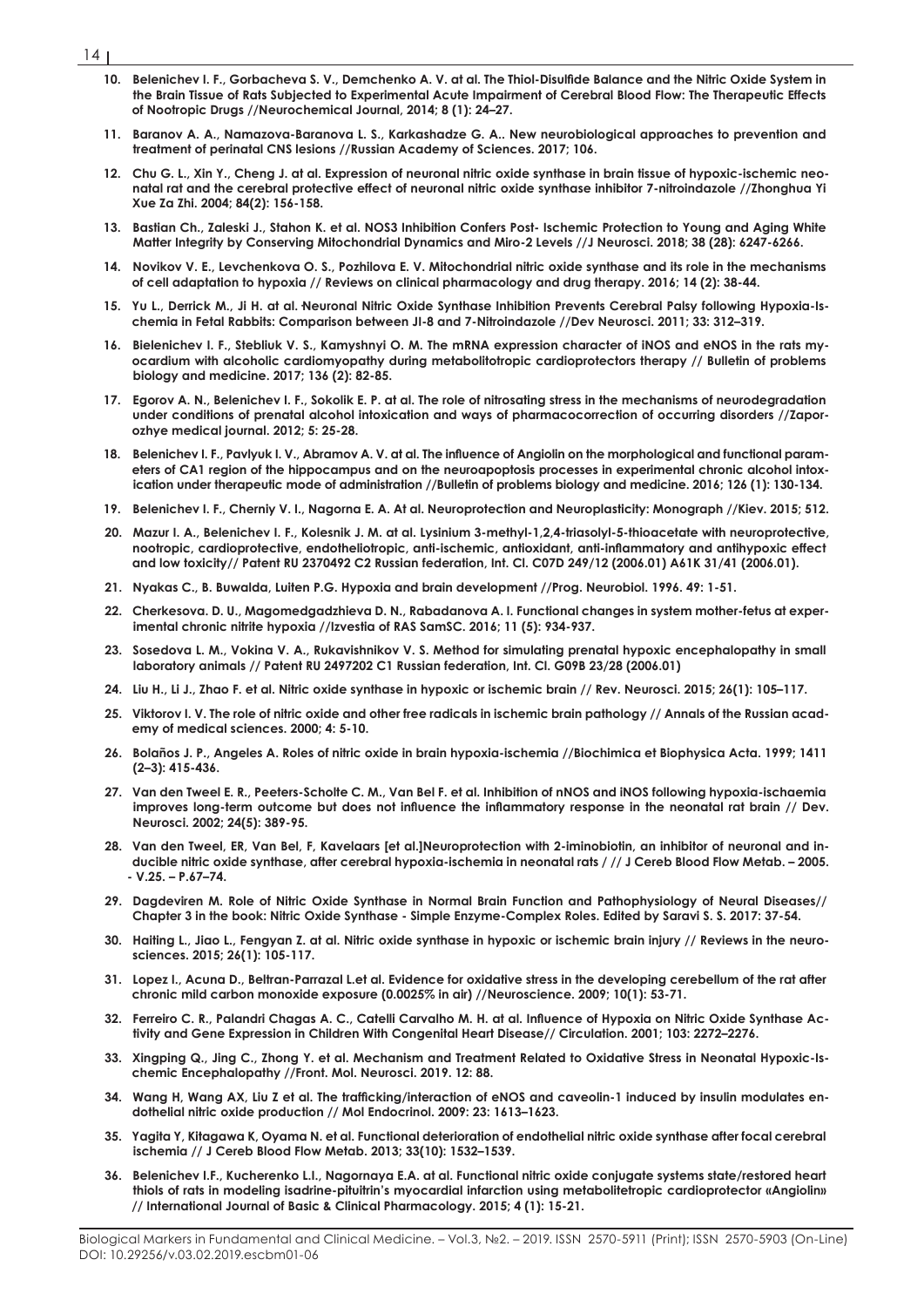10. Belenichev I. F., Gorbacheva S. V., Demchenko A. V. at al. The Thiol-Disulfide Balance and the Nitric Oxide System in the Brain Tissue of Rats Subjected to Experimental Acute Impairment of Cerebral Blood Flow: The Therapeutic Effects of Nootropic Drugs //Neurochemical Journal, 2014; 8 (1): 24–27.
11. Baranov A. A., Namazova-Baranova L. S., Karkashadze G. A.. New neurobiological approaches to prevention and treatment of perinatal CNS lesions //Russian Academy of Sciences. 2017; 106.
12. Chu G. L., Xin Y., Cheng J. at al. Expression of neuronal nitric oxide synthase in brain tissue of hypoxic-ischemic neonatal rat and the cerebral protective effect of neuronal nitric oxide synthase inhibitor 7-nitroindazole //Zhonghua Yi Xue Za Zhi. 2004; 84(2): 156-158.
13. Bastian Ch., Zaleski J., Stahon K. et al. NOS3 Inhibition Confers Post- Ischemic Protection to Young and Aging White Matter Integrity by Conserving Mitochondrial Dynamics and Miro-2 Levels //J Neurosci. 2018; 38 (28): 6247-6266.
14. Novikov V. E., Levchenkova O. S., Pozhilova E. V. Mitochondrial nitric oxide synthase and its role in the mechanisms of cell adaptation to hypoxia // Reviews on clinical pharmacology and drug therapy. 2016; 14 (2): 38-44.
15. Yu L., Derrick M., Ji H. at al. Neuronal Nitric Oxide Synthase Inhibition Prevents Cerebral Palsy following Hypoxia-Ischemia in Fetal Rabbits: Comparison between JI-8 and 7-Nitroindazole //Dev Neurosci. 2011; 33: 312–319.
16. Bielenichev I. F., Stebliuk V. S., Kamyshnyi O. M. The mRNA expression character of iNOS and eNOS in the rats myocardium with alcoholic cardiomyopathy during metabolitotropic cardioprotectors therapy // Bulletin of problems biology and medicine. 2017; 136 (2): 82-85.
17. Egorov A. N., Belenichev I. F., Sokolik E. P. at al. The role of nitrosating stress in the mechanisms of neurodegradation under conditions of prenatal alcohol intoxication and ways of pharmacocorrection of occurring disorders //Zaporozhye medical journal. 2012; 5: 25-28.
18. Belenichev I. F., Pavlyuk I. V., Abramov A. V. at al. The influence of Angiolin on the morphological and functional parameters of CA1 region of the hippocampus and on the neuroapoptosis processes in experimental chronic alcohol intoxication under therapeutic mode of administration //Bulletin of problems biology and medicine. 2016; 126 (1): 130-134.
19. Belenichev I. F., Cherniy V. I., Nagorna E. A. At al. Neuroprotection and Neuroplasticity: Monograph //Kiev. 2015; 512.
20. Mazur I. A., Belenichev I. F., Kolesnik J. M. at al. Lysinium 3-methyl-1,2,4-triasolyl-5-thioacetate with neuroprotective, nootropic, cardioprotective, endotheliotropic, anti-ischemic, antioxidant, anti-inflammatory and antihypoxic effect and low toxicity// Patent RU 2370492 C2 Russian federation, Int. Cl. C07D 249/12 (2006.01) A61K 31/41 (2006.01).
21. Nyakas C., B. Buwalda, Luiten P.G. Hypoxia and brain development //Prog. Neurobiol. 1996. 49: 1-51.
22. Cherkesova. D. U., Magomedgadzhieva D. N., Rabadanova A. I. Functional changes in system mother-fetus at experimental chronic nitrite hypoxia //Izvestia of RAS SamSC. 2016; 11 (5): 934-937.
23. Sosedova L. M., Vokina V. A., Rukavishnikov V. S. Method for simulating prenatal hypoxic encephalopathy in small laboratory animals // Patent RU 2497202 C1 Russian federation, Int. Cl. G09B 23/28 (2006.01)
24. Liu H., Li J., Zhao F. et al. Nitric oxide synthase in hypoxic or ischemic brain // Rev. Neurosci. 2015; 26(1): 105–117.
25. Viktorov I. V. The role of nitric oxide and other free radicals in ischemic brain pathology // Annals of the Russian academy of medical sciences. 2000; 4: 5-10.
26. Bolaños J. P., Angeles A. Roles of nitric oxide in brain hypoxia-ischemia //Biochimica et Biophysica Acta. 1999; 1411 (2–3): 415-436.
27. Van den Tweel E. R., Peeters-Scholte C. M., Van Bel F. et al. Inhibition of nNOS and iNOS following hypoxia-ischaemia improves long-term outcome but does not influence the inflammatory response in the neonatal rat brain // Dev. Neurosci. 2002; 24(5): 389-95.
28. Van den Tweel, ER, Van Bel, F, Kavelaars [et al.]Neuroprotection with 2-iminobiotin, an inhibitor of neuronal and inducible nitric oxide synthase, after cerebral hypoxia-ischemia in neonatal rats / // J Cereb Blood Flow Metab. – 2005. - V.25. – P.67–74.
29. Dagdeviren M. Role of Nitric Oxide Synthase in Normal Brain Function and Pathophysiology of Neural Diseases// Chapter 3 in the book: Nitric Oxide Synthase - Simple Enzyme-Complex Roles. Edited by Saravi S. S. 2017: 37-54.
30. Haiting L., Jiao L., Fengyan Z. at al. Nitric oxide synthase in hypoxic or ischemic brain injury // Reviews in the neurosciences. 2015; 26(1): 105-117.
31. Lopez I., Acuna D., Beltran-Parrazal L.et al. Evidence for oxidative stress in the developing cerebellum of the rat after chronic mild carbon monoxide exposure (0.0025% in air) //Neuroscience. 2009; 10(1): 53-71.
32. Ferreiro C. R., Palandri Chagas A. C., Catelli Carvalho M. H. at al. Influence of Hypoxia on Nitric Oxide Synthase Activity and Gene Expression in Children With Congenital Heart Disease// Circulation. 2001; 103: 2272–2276.
33. Xingping Q., Jing C., Zhong Y. et al. Mechanism and Treatment Related to Oxidative Stress in Neonatal Hypoxic-Ischemic Encephalopathy //Front. Mol. Neurosci. 2019. 12: 88.
34. Wang H, Wang AX, Liu Z et al. The trafficking/interaction of eNOS and caveolin-1 induced by insulin modulates endothelial nitric oxide production // Mol Endocrinol. 2009: 23: 1613–1623.
35. Yagita Y, Kitagawa K, Oyama N. et al. Functional deterioration of endothelial nitric oxide synthase after focal cerebral ischemia // J Cereb Blood Flow Metab. 2013; 33(10): 1532–1539.
36. Belenichev I.F., Kucherenko L.I., Nagornaya E.A. at al. Functional nitric oxide conjugate systems state/restored heart thiols of rats in modeling isadrine-pituitrin's myocardial infarction using metabolitetropic cardioprotector «Angiolin» // International Journal of Basic & Clinical Pharmacology. 2015; 4 (1): 15-21.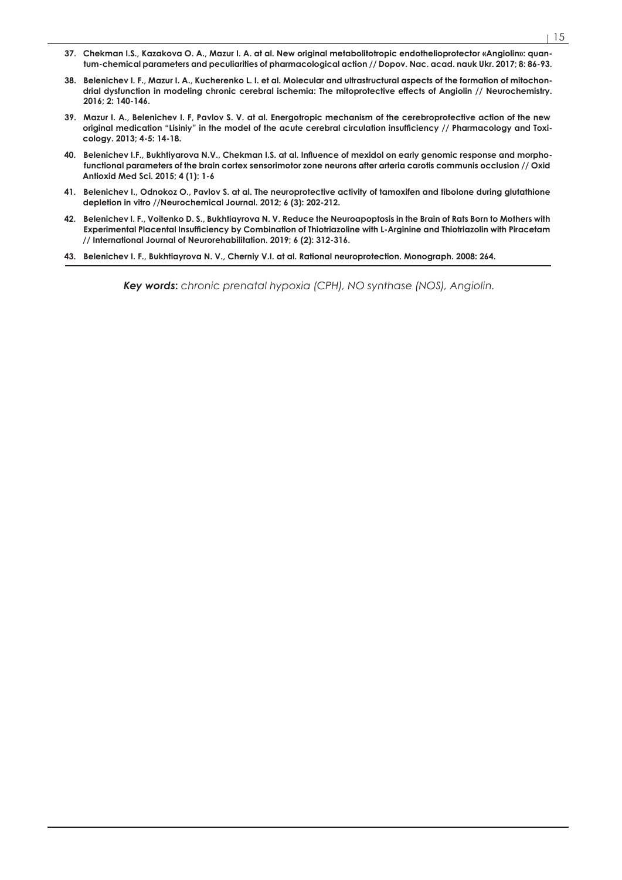37. Chekman I.S., Kazakova O. A., Mazur I. A. at al. New original metabolitotropic endothelioprotector «Angiolin»: quantum-chemical parameters and peculiarities of pharmacological action // Dopov. Nac. acad. nauk Ukr. 2017; 8: 86-93.

38. Belenichev I. F., Mazur I. A., Kucherenko L. I. et al. Molecular and ultrastructural aspects of the formation of mitochondrial dysfunction in modeling chronic cerebral ischemia: The mitoprotective effects of Angiolin // Neurochemistry. 2016; 2: 140-146.

39. Mazur I. A., Belenichev I. F, Pavlov S. V. at al. Energotropic mechanism of the cerebroprotective action of the new original medication "Lisiniy" in the model of the acute cerebral circulation insufficiency // Pharmacology and Toxicology. 2013; 4-5: 14-18.

40. Belenichev I.F., Bukhtiyarova N.V., Chekman I.S. at al. Influence of mexidol on early genomic response and morphofunctional parameters of the brain cortex sensorimotor zone neurons after arteria carotis communis occlusion // Oxid Antioxid Med Sci. 2015; 4 (1): 1-6

41. Belenichev I., Odnokoz O., Pavlov S. at al. The neuroprotective activity of tamoxifen and tibolone during glutathione depletion in vitro //Neurochemical Journal. 2012; 6 (3): 202-212.

42. Belenichev I. F., Voitenko D. S., Bukhtiayrova N. V. Reduce the Neuroapoptosis in the Brain of Rats Born to Mothers with Experimental Placental Insufficiency by Combination of Thiotriazoline with L-Arginine and Thiotriazolin with Piracetam // International Journal of Neurorehabilitation. 2019; 6 (2): 312-316.

43. Belenichev I. F., Bukhtiayrova N. V., Cherniy V.I. at al. Rational neuroprotection. Monograph. 2008: 264.

***Key words:*** *chronic prenatal hypoxia (CPH), NO synthase (NOS), Angiolin.*